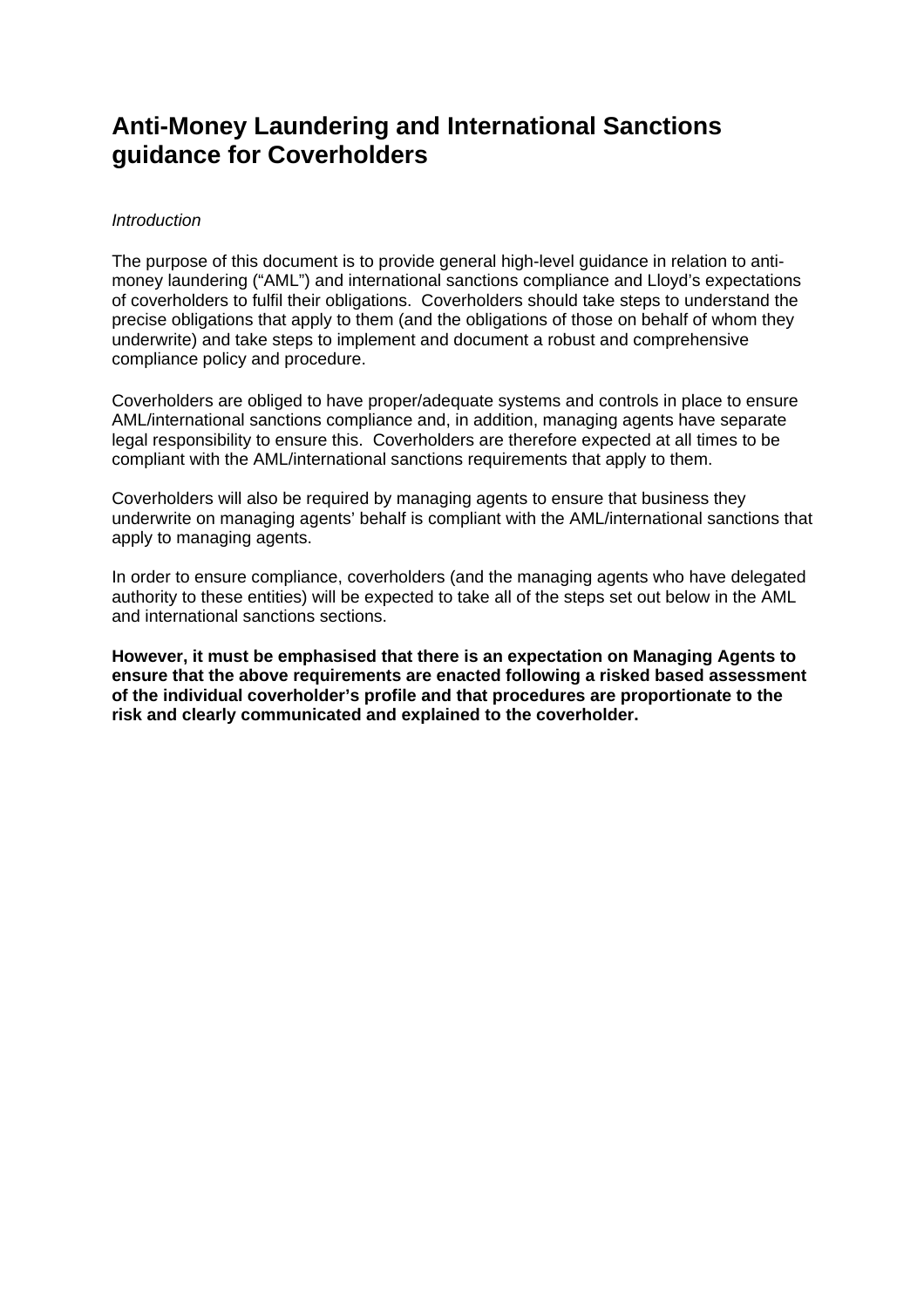# Anti-Money Laundering and International Sanctions guidance for Coverholders

*Introduction*

The purpose of this document is to provide general high-level guidance in relation to anti-money laundering ("AML") and international sanctions compliance and Lloyd's expectations of coverholders to fulfil their obligations. Coverholders should take steps to understand the precise obligations that apply to them (and the obligations of those on behalf of whom they underwrite) and take steps to implement and document a robust and comprehensive compliance policy and procedure.

Coverholders are obliged to have proper/adequate systems and controls in place to ensure AML/international sanctions compliance and, in addition, managing agents have separate legal responsibility to ensure this. Coverholders are therefore expected at all times to be compliant with the AML/international sanctions requirements that apply to them.

Coverholders will also be required by managing agents to ensure that business they underwrite on managing agents' behalf is compliant with the AML/international sanctions that apply to managing agents.

In order to ensure compliance, coverholders (and the managing agents who have delegated authority to these entities) will be expected to take all of the steps set out below in the AML and international sanctions sections.

**However, it must be emphasised that there is an expectation on Managing Agents to ensure that the above requirements are enacted following a risked based assessment of the individual coverholder's profile and that procedures are proportionate to the risk and clearly communicated and explained to the coverholder.**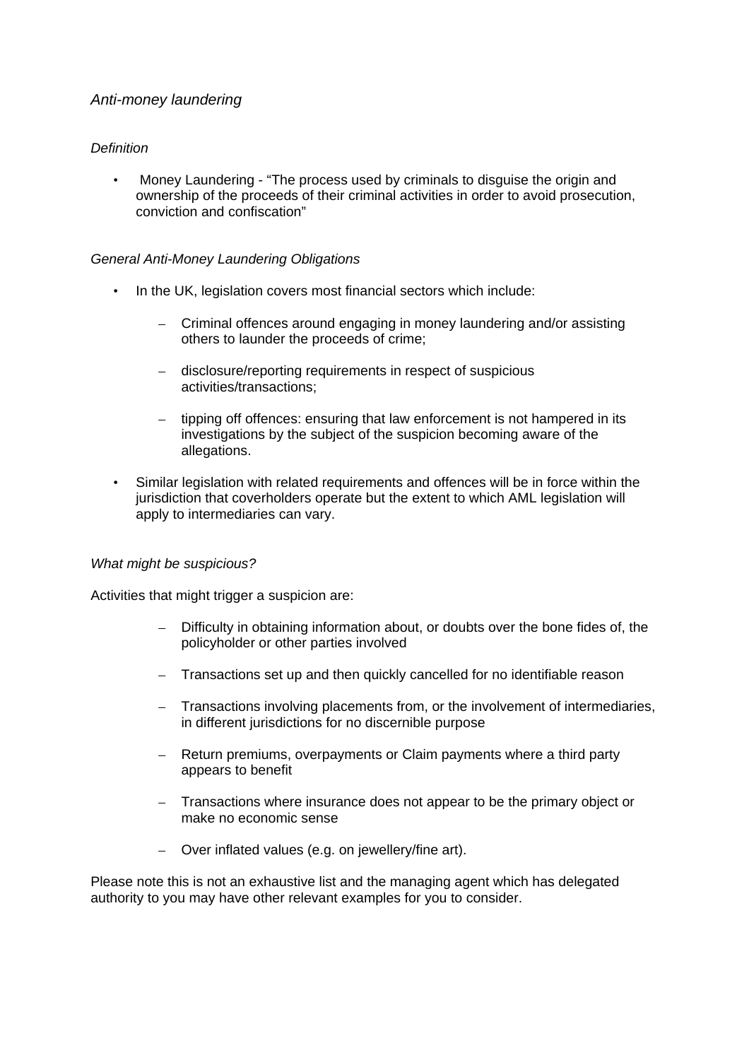## *Anti-money laundering*

### *Definition*

- Money Laundering - “The process used by criminals to disguise the origin and ownership of the proceeds of their criminal activities in order to avoid prosecution, conviction and confiscation”

### *General Anti-Money Laundering Obligations*

- In the UK, legislation covers most financial sectors which include:
  - Criminal offences around engaging in money laundering and/or assisting others to launder the proceeds of crime;
  - disclosure/reporting requirements in respect of suspicious activities/transactions;
  - tipping off offences: ensuring that law enforcement is not hampered in its investigations by the subject of the suspicion becoming aware of the allegations.
- Similar legislation with related requirements and offences will be in force within the jurisdiction that coverholders operate but the extent to which AML legislation will apply to intermediaries can vary.

### *What might be suspicious?*

Activities that might trigger a suspicion are:

- Difficulty in obtaining information about, or doubts over the bone fides of, the policyholder or other parties involved
- Transactions set up and then quickly cancelled for no identifiable reason
- Transactions involving placements from, or the involvement of intermediaries, in different jurisdictions for no discernible purpose
- Return premiums, overpayments or Claim payments where a third party appears to benefit
- Transactions where insurance does not appear to be the primary object or make no economic sense
- Over inflated values (e.g. on jewellery/fine art).

Please note this is not an exhaustive list and the managing agent which has delegated authority to you may have other relevant examples for you to consider.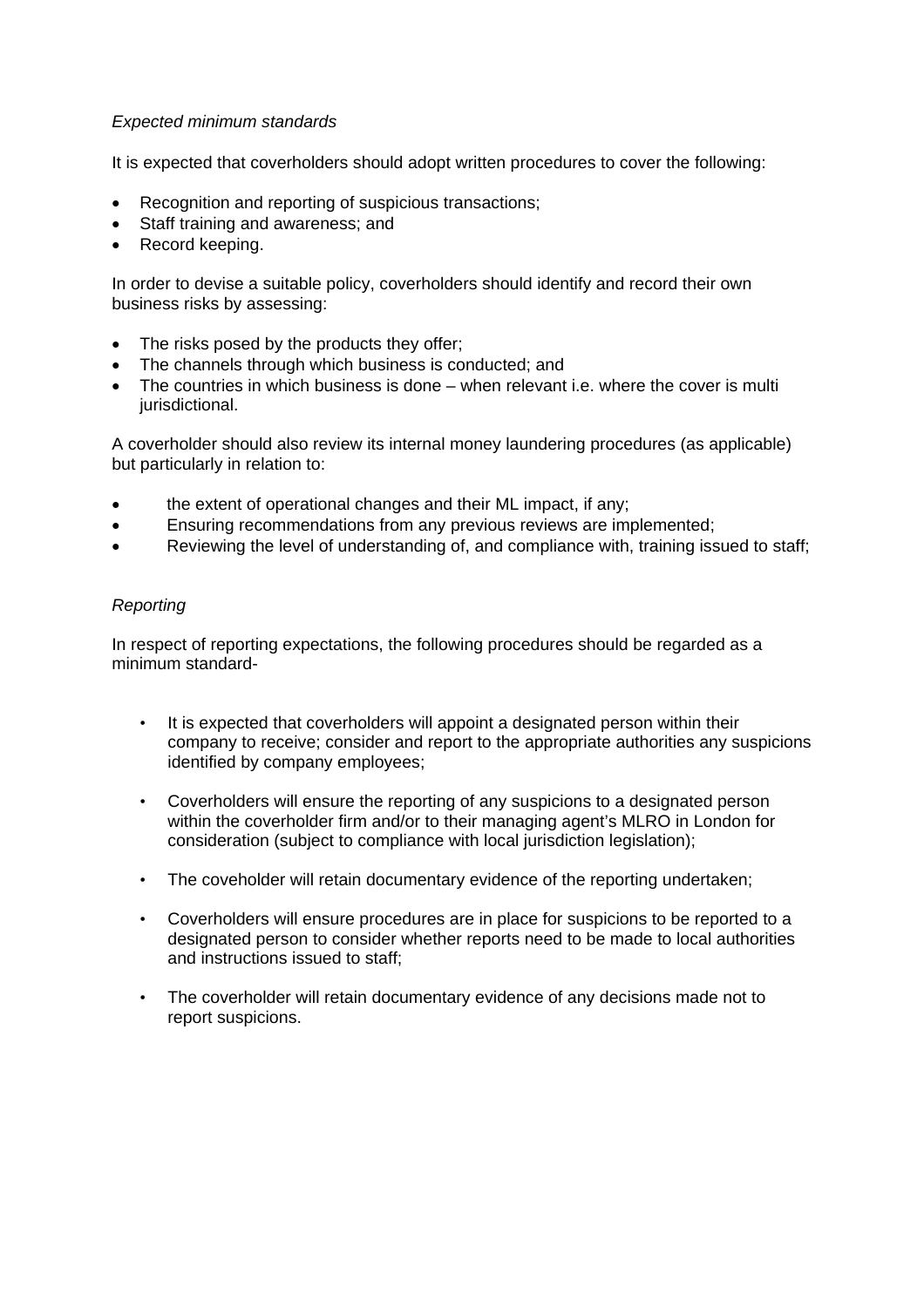*Expected minimum standards*

It is expected that coverholders should adopt written procedures to cover the following:

- Recognition and reporting of suspicious transactions;
- Staff training and awareness; and
- Record keeping.

In order to devise a suitable policy, coverholders should identify and record their own business risks by assessing:

- The risks posed by the products they offer;
- The channels through which business is conducted; and
- The countries in which business is done – when relevant i.e. where the cover is multi jurisdictional.

A coverholder should also review its internal money laundering procedures (as applicable) but particularly in relation to:

- the extent of operational changes and their ML impact, if any;
- Ensuring recommendations from any previous reviews are implemented;
- Reviewing the level of understanding of, and compliance with, training issued to staff;

*Reporting*

In respect of reporting expectations, the following procedures should be regarded as a minimum standard-

- It is expected that coverholders will appoint a designated person within their company to receive; consider and report to the appropriate authorities any suspicions identified by company employees;

- Coverholders will ensure the reporting of any suspicions to a designated person within the coverholder firm and/or to their managing agent's MLRO in London for consideration (subject to compliance with local jurisdiction legislation);

- The coveholder will retain documentary evidence of the reporting undertaken;

- Coverholders will ensure procedures are in place for suspicions to be reported to a designated person to consider whether reports need to be made to local authorities and instructions issued to staff;

- The coverholder will retain documentary evidence of any decisions made not to report suspicions.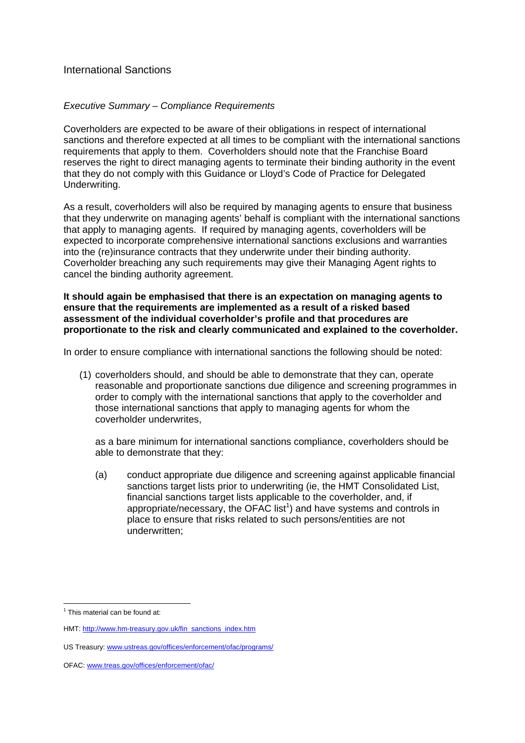International Sanctions

*Executive Summary – Compliance Requirements*

Coverholders are expected to be aware of their obligations in respect of international sanctions and therefore expected at all times to be compliant with the international sanctions requirements that apply to them. Coverholders should note that the Franchise Board reserves the right to direct managing agents to terminate their binding authority in the event that they do not comply with this Guidance or Lloyd's Code of Practice for Delegated Underwriting.

As a result, coverholders will also be required by managing agents to ensure that business that they underwrite on managing agents' behalf is compliant with the international sanctions that apply to managing agents. If required by managing agents, coverholders will be expected to incorporate comprehensive international sanctions exclusions and warranties into the (re)insurance contracts that they underwrite under their binding authority. Coverholder breaching any such requirements may give their Managing Agent rights to cancel the binding authority agreement.

**It should again be emphasised that there is an expectation on managing agents to ensure that the requirements are implemented as a result of a risked based assessment of the individual coverholder's profile and that procedures are proportionate to the risk and clearly communicated and explained to the coverholder.**

In order to ensure compliance with international sanctions the following should be noted:

(1) coverholders should, and should be able to demonstrate that they can, operate reasonable and proportionate sanctions due diligence and screening programmes in order to comply with the international sanctions that apply to the coverholder and those international sanctions that apply to managing agents for whom the coverholder underwrites,

as a bare minimum for international sanctions compliance, coverholders should be able to demonstrate that they:

(a) conduct appropriate due diligence and screening against applicable financial sanctions target lists prior to underwriting (ie, the HMT Consolidated List, financial sanctions target lists applicable to the coverholder, and, if appropriate/necessary, the OFAC list[1]) and have systems and controls in place to ensure that risks related to such persons/entities are not underwritten;

---

[1] This material can be found at:

HMT: http://www.hm-treasury.gov.uk/fin_sanctions_index.htm

US Treasury: www.ustreas.gov/offices/enforcement/ofac/programs/

OFAC: www.treas.gov/offices/enforcement/ofac/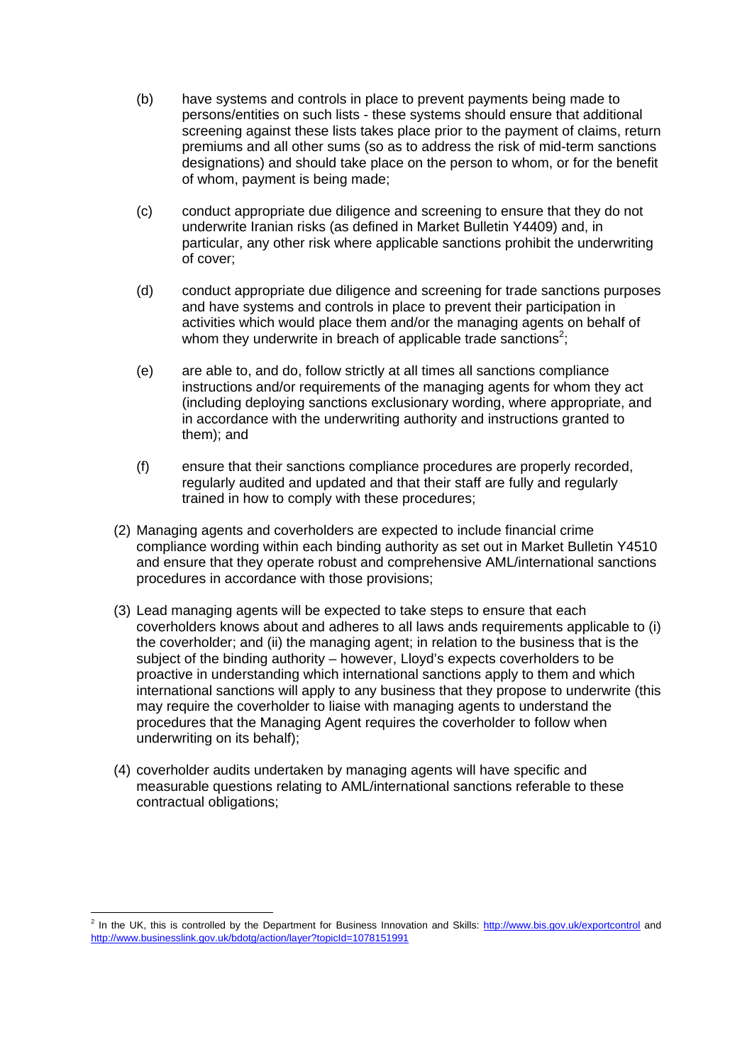(b) have systems and controls in place to prevent payments being made to persons/entities on such lists - these systems should ensure that additional screening against these lists takes place prior to the payment of claims, return premiums and all other sums (so as to address the risk of mid-term sanctions designations) and should take place on the person to whom, or for the benefit of whom, payment is being made;

(c) conduct appropriate due diligence and screening to ensure that they do not underwrite Iranian risks (as defined in Market Bulletin Y4409) and, in particular, any other risk where applicable sanctions prohibit the underwriting of cover;

(d) conduct appropriate due diligence and screening for trade sanctions purposes and have systems and controls in place to prevent their participation in activities which would place them and/or the managing agents on behalf of whom they underwrite in breach of applicable trade sanctions[2];

(e) are able to, and do, follow strictly at all times all sanctions compliance instructions and/or requirements of the managing agents for whom they act (including deploying sanctions exclusionary wording, where appropriate, and in accordance with the underwriting authority and instructions granted to them); and

(f) ensure that their sanctions compliance procedures are properly recorded, regularly audited and updated and that their staff are fully and regularly trained in how to comply with these procedures;

(2) Managing agents and coverholders are expected to include financial crime compliance wording within each binding authority as set out in Market Bulletin Y4510 and ensure that they operate robust and comprehensive AML/international sanctions procedures in accordance with those provisions;

(3) Lead managing agents will be expected to take steps to ensure that each coverholders knows about and adheres to all laws ands requirements applicable to (i) the coverholder; and (ii) the managing agent; in relation to the business that is the subject of the binding authority – however, Lloyd's expects coverholders to be proactive in understanding which international sanctions apply to them and which international sanctions will apply to any business that they propose to underwrite (this may require the coverholder to liaise with managing agents to understand the procedures that the Managing Agent requires the coverholder to follow when underwriting on its behalf);

(4) coverholder audits undertaken by managing agents will have specific and measurable questions relating to AML/international sanctions referable to these contractual obligations;

---

[2] In the UK, this is controlled by the Department for Business Innovation and Skills: http://www.bis.gov.uk/exportcontrol and http://www.businesslink.gov.uk/bdotg/action/layer?topicId=1078151991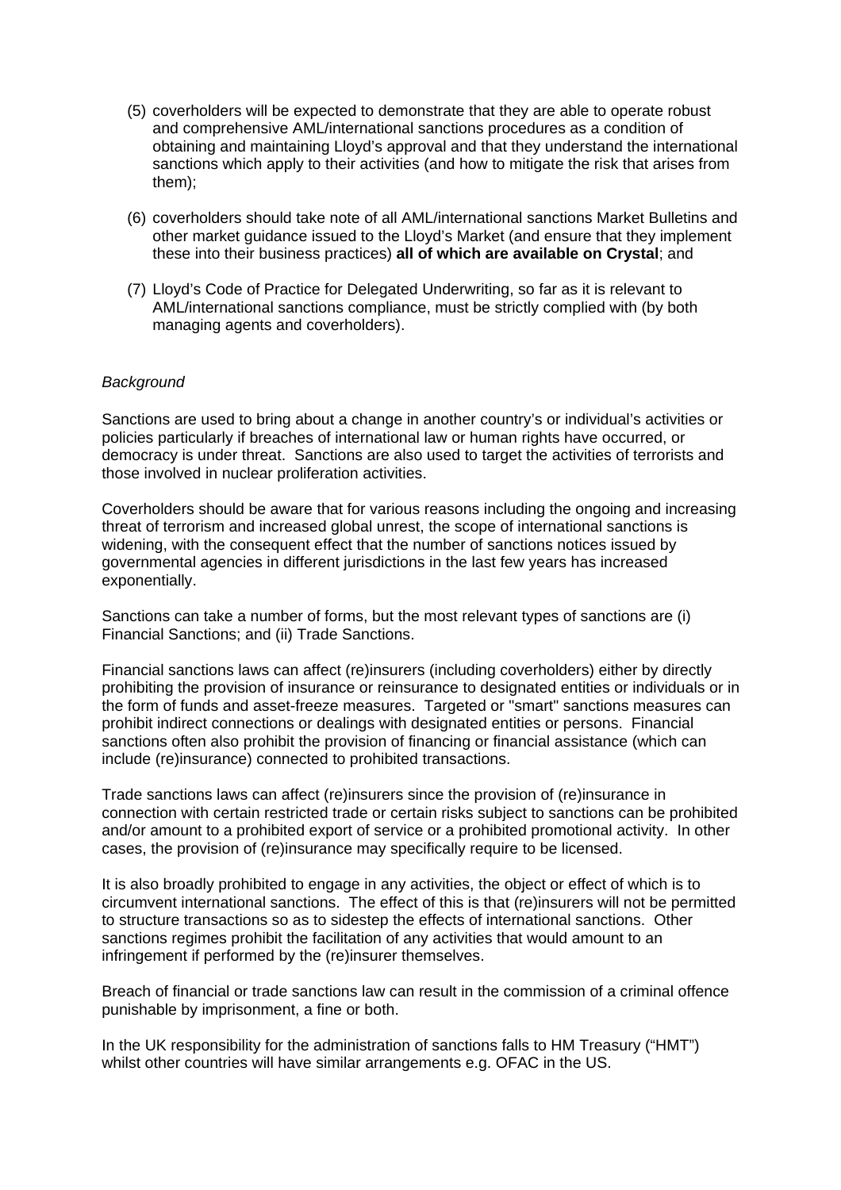(5) coverholders will be expected to demonstrate that they are able to operate robust and comprehensive AML/international sanctions procedures as a condition of obtaining and maintaining Lloyd's approval and that they understand the international sanctions which apply to their activities (and how to mitigate the risk that arises from them);

(6) coverholders should take note of all AML/international sanctions Market Bulletins and other market guidance issued to the Lloyd's Market (and ensure that they implement these into their business practices) **all of which are available on Crystal**; and

(7) Lloyd's Code of Practice for Delegated Underwriting, so far as it is relevant to AML/international sanctions compliance, must be strictly complied with (by both managing agents and coverholders).

*Background*

Sanctions are used to bring about a change in another country's or individual's activities or policies particularly if breaches of international law or human rights have occurred, or democracy is under threat. Sanctions are also used to target the activities of terrorists and those involved in nuclear proliferation activities.

Coverholders should be aware that for various reasons including the ongoing and increasing threat of terrorism and increased global unrest, the scope of international sanctions is widening, with the consequent effect that the number of sanctions notices issued by governmental agencies in different jurisdictions in the last few years has increased exponentially.

Sanctions can take a number of forms, but the most relevant types of sanctions are (i) Financial Sanctions; and (ii) Trade Sanctions.

Financial sanctions laws can affect (re)insurers (including coverholders) either by directly prohibiting the provision of insurance or reinsurance to designated entities or individuals or in the form of funds and asset-freeze measures. Targeted or "smart" sanctions measures can prohibit indirect connections or dealings with designated entities or persons. Financial sanctions often also prohibit the provision of financing or financial assistance (which can include (re)insurance) connected to prohibited transactions.

Trade sanctions laws can affect (re)insurers since the provision of (re)insurance in connection with certain restricted trade or certain risks subject to sanctions can be prohibited and/or amount to a prohibited export of service or a prohibited promotional activity. In other cases, the provision of (re)insurance may specifically require to be licensed.

It is also broadly prohibited to engage in any activities, the object or effect of which is to circumvent international sanctions. The effect of this is that (re)insurers will not be permitted to structure transactions so as to sidestep the effects of international sanctions. Other sanctions regimes prohibit the facilitation of any activities that would amount to an infringement if performed by the (re)insurer themselves.

Breach of financial or trade sanctions law can result in the commission of a criminal offence punishable by imprisonment, a fine or both.

In the UK responsibility for the administration of sanctions falls to HM Treasury ("HMT") whilst other countries will have similar arrangements e.g. OFAC in the US.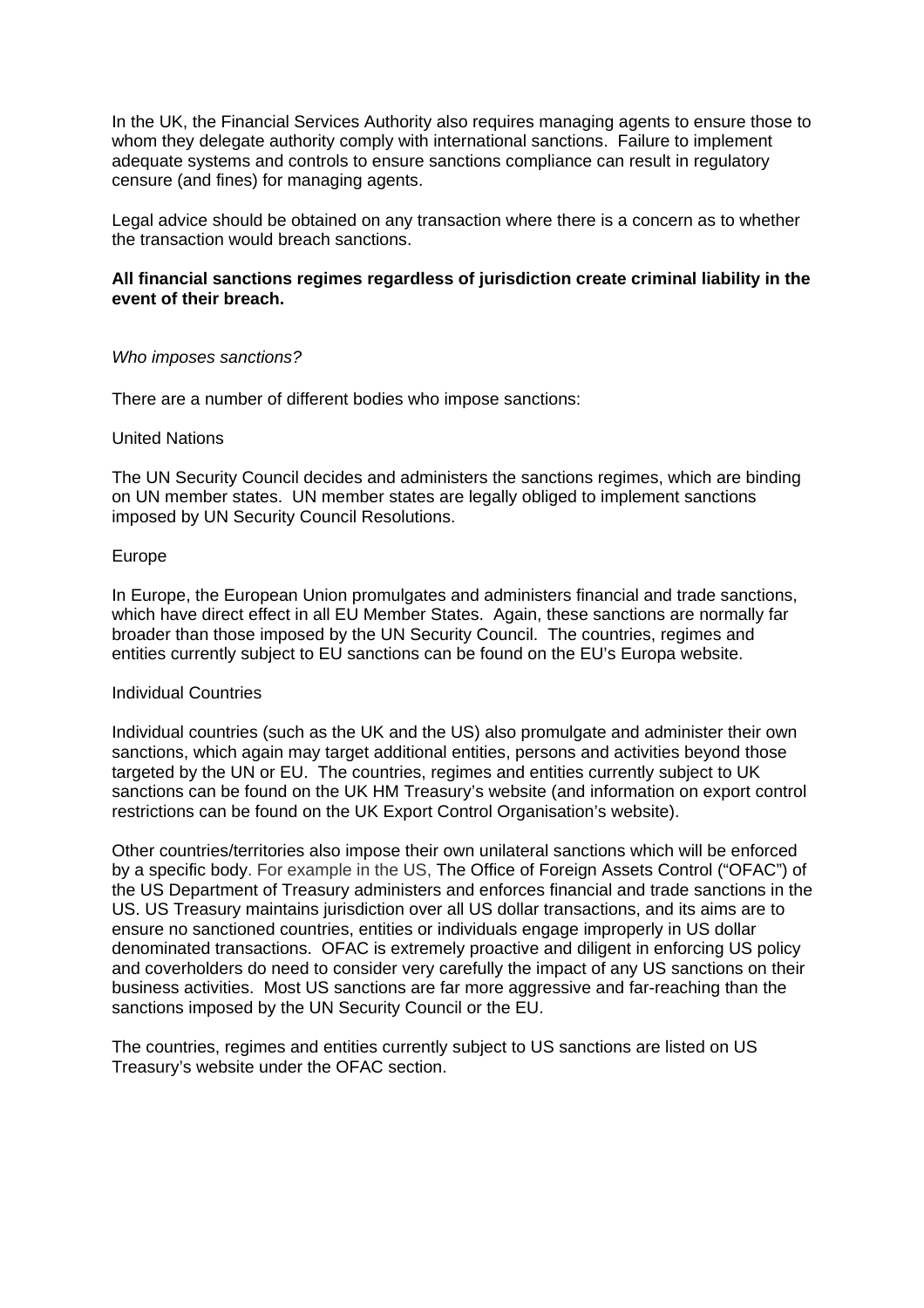In the UK, the Financial Services Authority also requires managing agents to ensure those to whom they delegate authority comply with international sanctions. Failure to implement adequate systems and controls to ensure sanctions compliance can result in regulatory censure (and fines) for managing agents.

Legal advice should be obtained on any transaction where there is a concern as to whether the transaction would breach sanctions.

**All financial sanctions regimes regardless of jurisdiction create criminal liability in the event of their breach.**

*Who imposes sanctions?*

There are a number of different bodies who impose sanctions:

United Nations

The UN Security Council decides and administers the sanctions regimes, which are binding on UN member states. UN member states are legally obliged to implement sanctions imposed by UN Security Council Resolutions.

Europe

In Europe, the European Union promulgates and administers financial and trade sanctions, which have direct effect in all EU Member States. Again, these sanctions are normally far broader than those imposed by the UN Security Council. The countries, regimes and entities currently subject to EU sanctions can be found on the EU's Europa website.

Individual Countries

Individual countries (such as the UK and the US) also promulgate and administer their own sanctions, which again may target additional entities, persons and activities beyond those targeted by the UN or EU. The countries, regimes and entities currently subject to UK sanctions can be found on the UK HM Treasury's website (and information on export control restrictions can be found on the UK Export Control Organisation's website).

Other countries/territories also impose their own unilateral sanctions which will be enforced by a specific body. For example in the US, The Office of Foreign Assets Control ("OFAC") of the US Department of Treasury administers and enforces financial and trade sanctions in the US. US Treasury maintains jurisdiction over all US dollar transactions, and its aims are to ensure no sanctioned countries, entities or individuals engage improperly in US dollar denominated transactions. OFAC is extremely proactive and diligent in enforcing US policy and coverholders do need to consider very carefully the impact of any US sanctions on their business activities. Most US sanctions are far more aggressive and far-reaching than the sanctions imposed by the UN Security Council or the EU.

The countries, regimes and entities currently subject to US sanctions are listed on US Treasury's website under the OFAC section.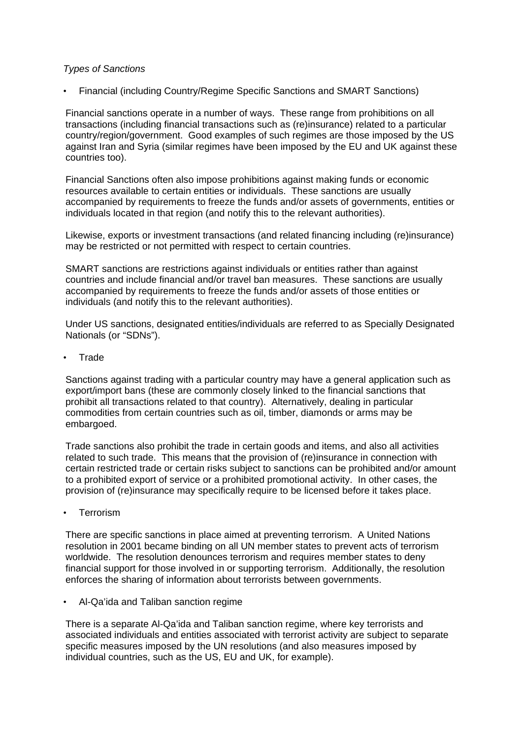*Types of Sanctions*

- Financial (including Country/Regime Specific Sanctions and SMART Sanctions)

  Financial sanctions operate in a number of ways. These range from prohibitions on all transactions (including financial transactions such as (re)insurance) related to a particular country/region/government. Good examples of such regimes are those imposed by the US against Iran and Syria (similar regimes have been imposed by the EU and UK against these countries too).

  Financial Sanctions often also impose prohibitions against making funds or economic resources available to certain entities or individuals. These sanctions are usually accompanied by requirements to freeze the funds and/or assets of governments, entities or individuals located in that region (and notify this to the relevant authorities).

  Likewise, exports or investment transactions (and related financing including (re)insurance) may be restricted or not permitted with respect to certain countries.

  SMART sanctions are restrictions against individuals or entities rather than against countries and include financial and/or travel ban measures. These sanctions are usually accompanied by requirements to freeze the funds and/or assets of those entities or individuals (and notify this to the relevant authorities).

  Under US sanctions, designated entities/individuals are referred to as Specially Designated Nationals (or "SDNs").

- Trade

  Sanctions against trading with a particular country may have a general application such as export/import bans (these are commonly closely linked to the financial sanctions that prohibit all transactions related to that country). Alternatively, dealing in particular commodities from certain countries such as oil, timber, diamonds or arms may be embargoed.

  Trade sanctions also prohibit the trade in certain goods and items, and also all activities related to such trade. This means that the provision of (re)insurance in connection with certain restricted trade or certain risks subject to sanctions can be prohibited and/or amount to a prohibited export of service or a prohibited promotional activity. In other cases, the provision of (re)insurance may specifically require to be licensed before it takes place.

- Terrorism

  There are specific sanctions in place aimed at preventing terrorism. A United Nations resolution in 2001 became binding on all UN member states to prevent acts of terrorism worldwide. The resolution denounces terrorism and requires member states to deny financial support for those involved in or supporting terrorism. Additionally, the resolution enforces the sharing of information about terrorists between governments.

- Al-Qa'ida and Taliban sanction regime

  There is a separate Al-Qa'ida and Taliban sanction regime, where key terrorists and associated individuals and entities associated with terrorist activity are subject to separate specific measures imposed by the UN resolutions (and also measures imposed by individual countries, such as the US, EU and UK, for example).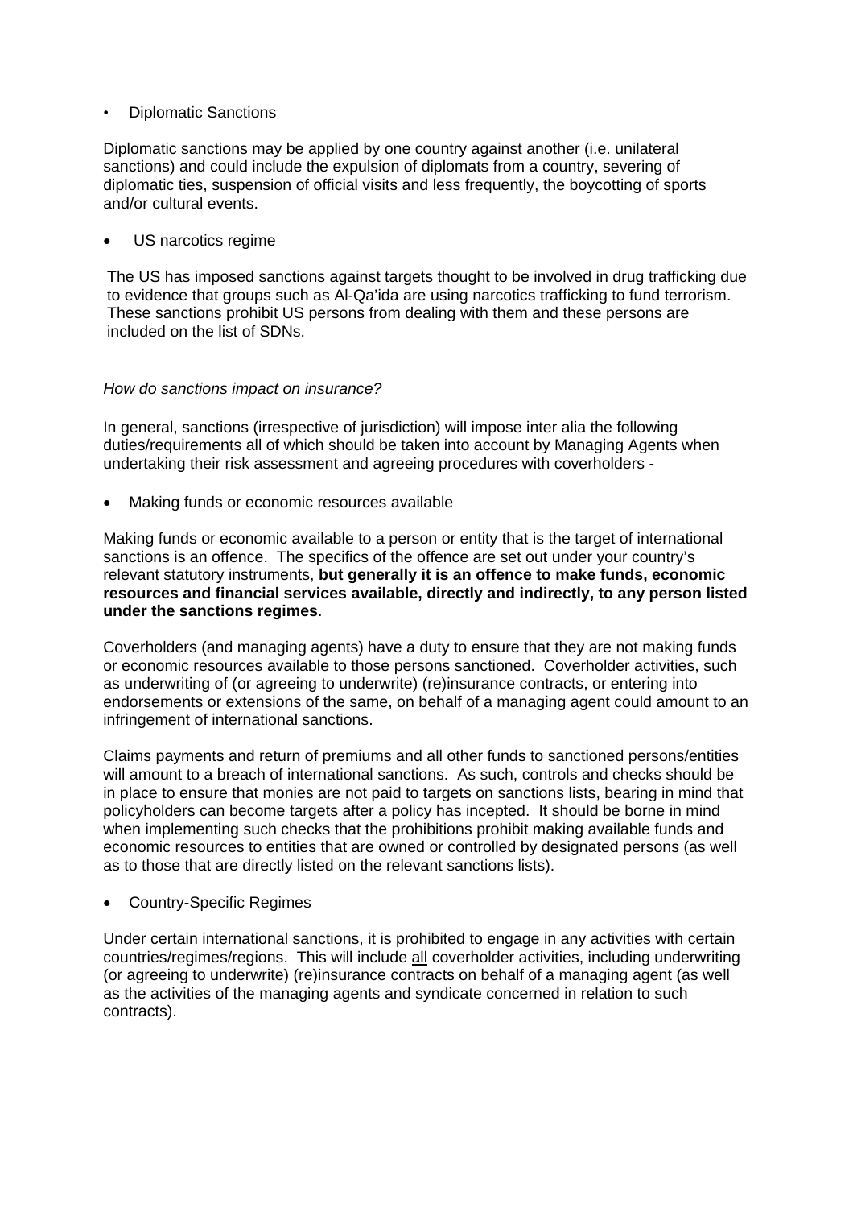- Diplomatic Sanctions

Diplomatic sanctions may be applied by one country against another (i.e. unilateral sanctions) and could include the expulsion of diplomats from a country, severing of diplomatic ties, suspension of official visits and less frequently, the boycotting of sports and/or cultural events.

- US narcotics regime

The US has imposed sanctions against targets thought to be involved in drug trafficking due to evidence that groups such as Al-Qa'ida are using narcotics trafficking to fund terrorism. These sanctions prohibit US persons from dealing with them and these persons are included on the list of SDNs.

*How do sanctions impact on insurance?*

In general, sanctions (irrespective of jurisdiction) will impose inter alia the following duties/requirements all of which should be taken into account by Managing Agents when undertaking their risk assessment and agreeing procedures with coverholders -

- Making funds or economic resources available

Making funds or economic available to a person or entity that is the target of international sanctions is an offence. The specifics of the offence are set out under your country's relevant statutory instruments, **but generally it is an offence to make funds, economic resources and financial services available, directly and indirectly, to any person listed under the sanctions regimes**.

Coverholders (and managing agents) have a duty to ensure that they are not making funds or economic resources available to those persons sanctioned. Coverholder activities, such as underwriting of (or agreeing to underwrite) (re)insurance contracts, or entering into endorsements or extensions of the same, on behalf of a managing agent could amount to an infringement of international sanctions.

Claims payments and return of premiums and all other funds to sanctioned persons/entities will amount to a breach of international sanctions. As such, controls and checks should be in place to ensure that monies are not paid to targets on sanctions lists, bearing in mind that policyholders can become targets after a policy has incepted. It should be borne in mind when implementing such checks that the prohibitions prohibit making available funds and economic resources to entities that are owned or controlled by designated persons (as well as to those that are directly listed on the relevant sanctions lists).

- Country-Specific Regimes

Under certain international sanctions, it is prohibited to engage in any activities with certain countries/regimes/regions. This will include <u>all</u> coverholder activities, including underwriting (or agreeing to underwrite) (re)insurance contracts on behalf of a managing agent (as well as the activities of the managing agents and syndicate concerned in relation to such contracts).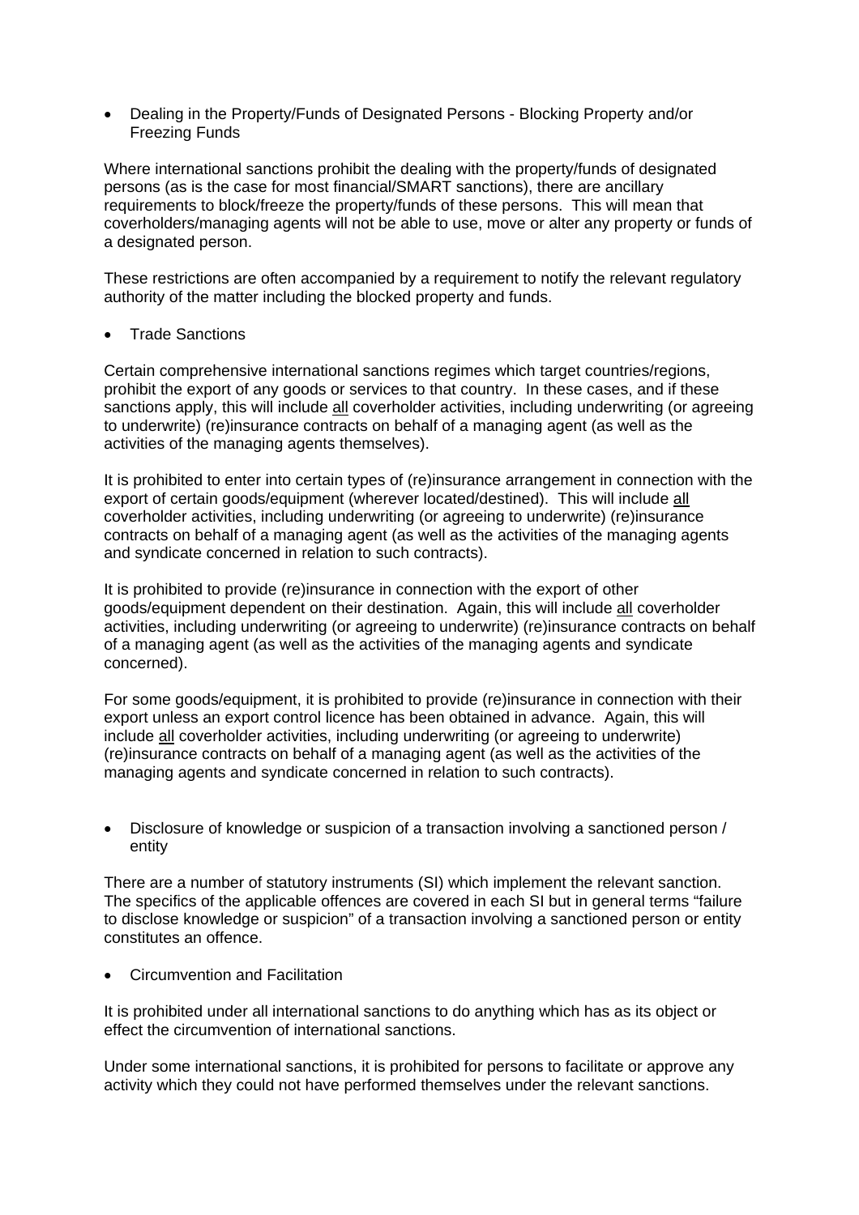- Dealing in the Property/Funds of Designated Persons - Blocking Property and/or Freezing Funds

Where international sanctions prohibit the dealing with the property/funds of designated persons (as is the case for most financial/SMART sanctions), there are ancillary requirements to block/freeze the property/funds of these persons. This will mean that coverholders/managing agents will not be able to use, move or alter any property or funds of a designated person.

These restrictions are often accompanied by a requirement to notify the relevant regulatory authority of the matter including the blocked property and funds.

- Trade Sanctions

Certain comprehensive international sanctions regimes which target countries/regions, prohibit the export of any goods or services to that country. In these cases, and if these sanctions apply, this will include <u>all</u> coverholder activities, including underwriting (or agreeing to underwrite) (re)insurance contracts on behalf of a managing agent (as well as the activities of the managing agents themselves).

It is prohibited to enter into certain types of (re)insurance arrangement in connection with the export of certain goods/equipment (wherever located/destined). This will include <u>all</u> coverholder activities, including underwriting (or agreeing to underwrite) (re)insurance contracts on behalf of a managing agent (as well as the activities of the managing agents and syndicate concerned in relation to such contracts).

It is prohibited to provide (re)insurance in connection with the export of other goods/equipment dependent on their destination. Again, this will include <u>all</u> coverholder activities, including underwriting (or agreeing to underwrite) (re)insurance contracts on behalf of a managing agent (as well as the activities of the managing agents and syndicate concerned).

For some goods/equipment, it is prohibited to provide (re)insurance in connection with their export unless an export control licence has been obtained in advance. Again, this will include <u>all</u> coverholder activities, including underwriting (or agreeing to underwrite) (re)insurance contracts on behalf of a managing agent (as well as the activities of the managing agents and syndicate concerned in relation to such contracts).

- Disclosure of knowledge or suspicion of a transaction involving a sanctioned person / entity

There are a number of statutory instruments (SI) which implement the relevant sanction. The specifics of the applicable offences are covered in each SI but in general terms "failure to disclose knowledge or suspicion" of a transaction involving a sanctioned person or entity constitutes an offence.

- Circumvention and Facilitation

It is prohibited under all international sanctions to do anything which has as its object or effect the circumvention of international sanctions.

Under some international sanctions, it is prohibited for persons to facilitate or approve any activity which they could not have performed themselves under the relevant sanctions.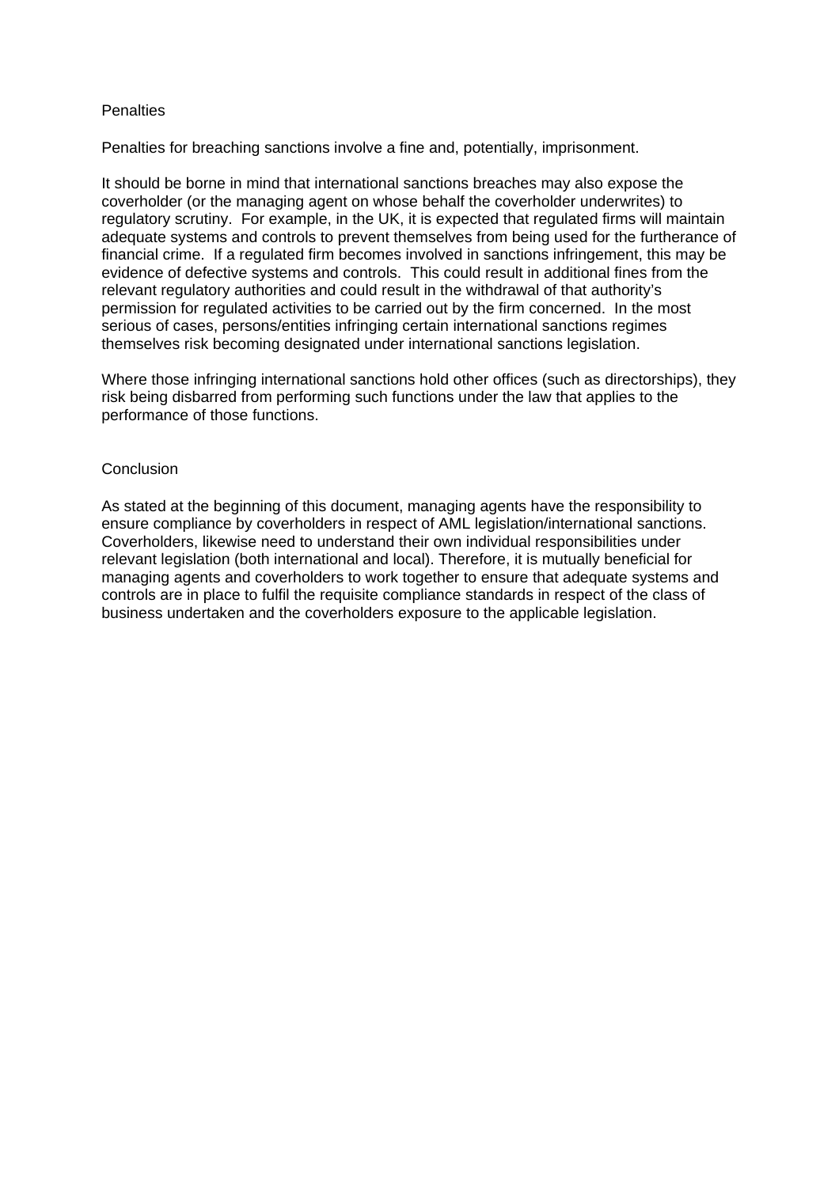## Penalties

Penalties for breaching sanctions involve a fine and, potentially, imprisonment.

It should be borne in mind that international sanctions breaches may also expose the coverholder (or the managing agent on whose behalf the coverholder underwrites) to regulatory scrutiny. For example, in the UK, it is expected that regulated firms will maintain adequate systems and controls to prevent themselves from being used for the furtherance of financial crime. If a regulated firm becomes involved in sanctions infringement, this may be evidence of defective systems and controls. This could result in additional fines from the relevant regulatory authorities and could result in the withdrawal of that authority's permission for regulated activities to be carried out by the firm concerned. In the most serious of cases, persons/entities infringing certain international sanctions regimes themselves risk becoming designated under international sanctions legislation.

Where those infringing international sanctions hold other offices (such as directorships), they risk being disbarred from performing such functions under the law that applies to the performance of those functions.

## Conclusion

As stated at the beginning of this document, managing agents have the responsibility to ensure compliance by coverholders in respect of AML legislation/international sanctions. Coverholders, likewise need to understand their own individual responsibilities under relevant legislation (both international and local). Therefore, it is mutually beneficial for managing agents and coverholders to work together to ensure that adequate systems and controls are in place to fulfil the requisite compliance standards in respect of the class of business undertaken and the coverholders exposure to the applicable legislation.